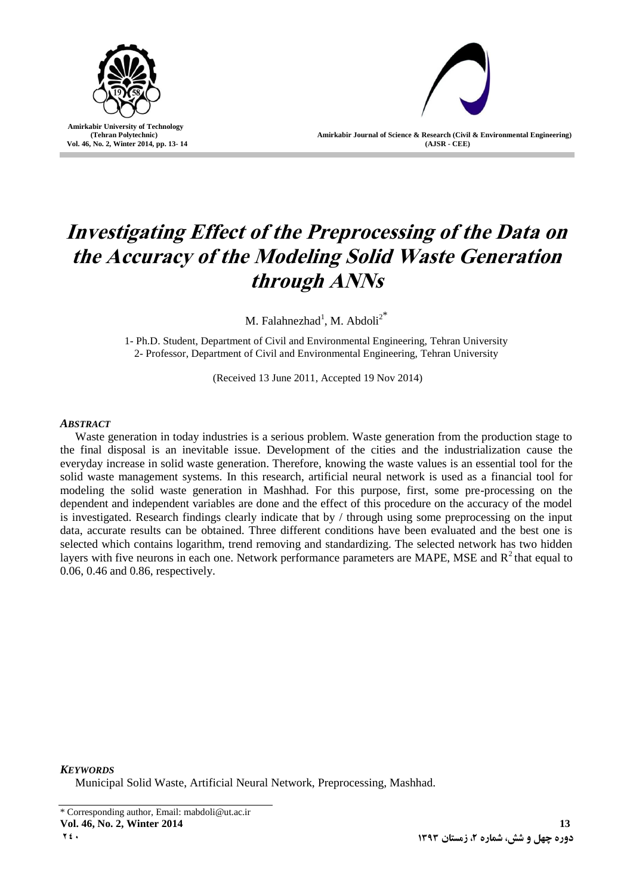# Investigating Effect of the Preprocessing of the Data on the Accuracy of the Modeling Solid Waste Generation through ANNs

M. Falahnezhad[1], M. Abdoli[2*]

1- Ph.D. Student, Department of Civil and Environmental Engineering, Tehran University
2- Professor, Department of Civil and Environmental Engineering, Tehran University

(Received 13 June 2011, Accepted 19 Nov 2014)

### *ABSTRACT*

Waste generation in today industries is a serious problem. Waste generation from the production stage to the final disposal is an inevitable issue. Development of the cities and the industrialization cause the everyday increase in solid waste generation. Therefore, knowing the waste values is an essential tool for the solid waste management systems. In this research, artificial neural network is used as a financial tool for modeling the solid waste generation in Mashhad. For this purpose, first, some pre-processing on the dependent and independent variables are done and the effect of this procedure on the accuracy of the model is investigated. Research findings clearly indicate that by / through using some preprocessing on the input data, accurate results can be obtained. Three different conditions have been evaluated and the best one is selected which contains logarithm, trend removing and standardizing. The selected network has two hidden layers with five neurons in each one. Network performance parameters are MAPE, MSE and $R^2$ that equal to 0.06, 0.46 and 0.86, respectively.

### *KEYWORDS*

Municipal Solid Waste, Artificial Neural Network, Preprocessing, Mashhad.

\* Corresponding author, Email: mabdoli@ut.ac.ir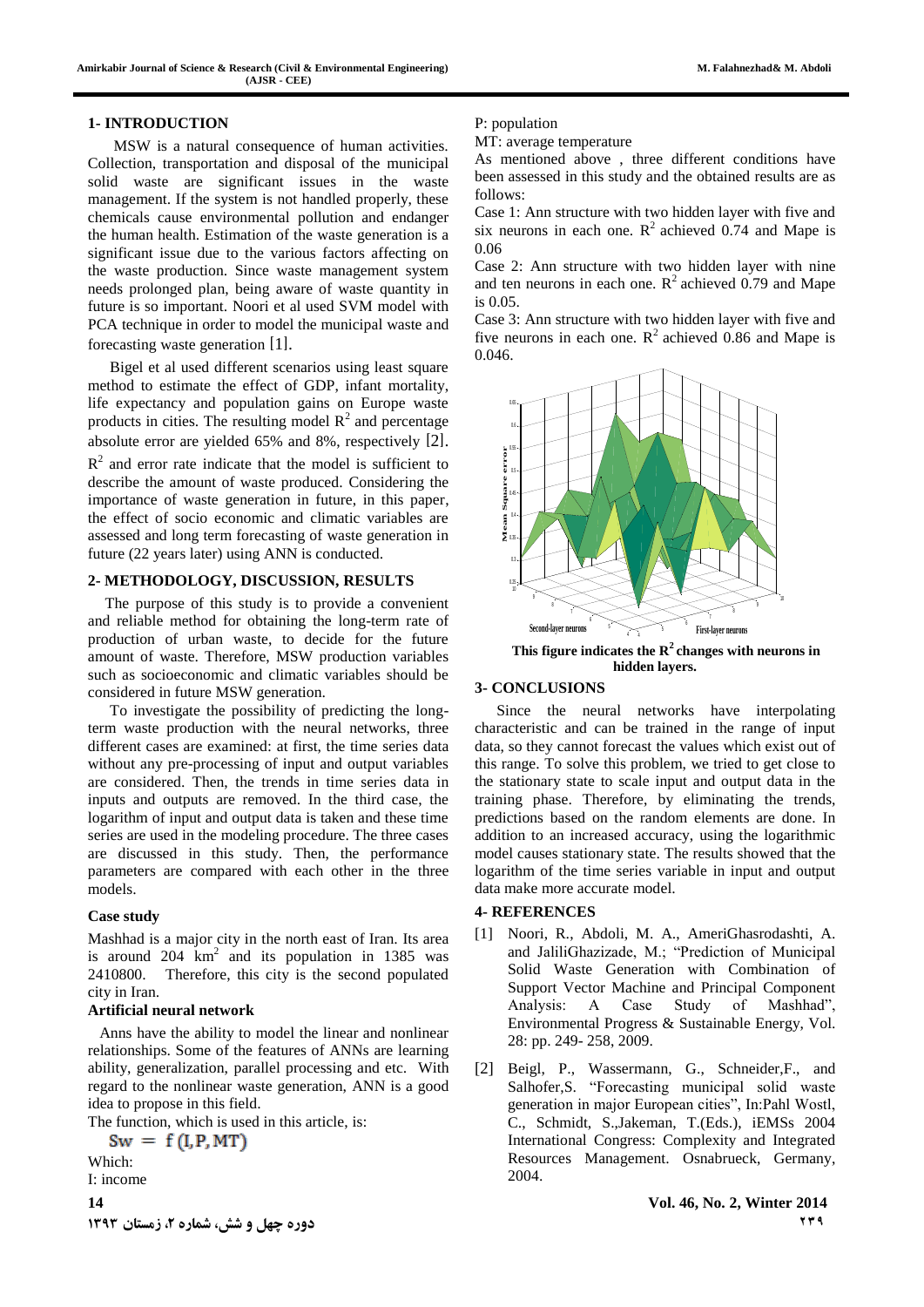## 1- INTRODUCTION

MSW is a natural consequence of human activities. Collection, transportation and disposal of the municipal solid waste are significant issues in the waste management. If the system is not handled properly, these chemicals cause environmental pollution and endanger the human health. Estimation of the waste generation is a significant issue due to the various factors affecting on the waste production. Since waste management system needs prolonged plan, being aware of waste quantity in future is so important. Noori et al used SVM model with PCA technique in order to model the municipal waste and forecasting waste generation [1].

Bigel et al used different scenarios using least square method to estimate the effect of GDP, infant mortality, life expectancy and population gains on Europe waste products in cities. The resulting model $R^2$ and percentage absolute error are yielded 65% and 8%, respectively [2]. $R^2$ and error rate indicate that the model is sufficient to describe the amount of waste produced. Considering the importance of waste generation in future, in this paper, the effect of socio economic and climatic variables are assessed and long term forecasting of waste generation in future (22 years later) using ANN is conducted.

## 2- METHODOLOGY, DISCUSSION, RESULTS

The purpose of this study is to provide a convenient and reliable method for obtaining the long-term rate of production of urban waste, to decide for the future amount of waste. Therefore, MSW production variables such as socioeconomic and climatic variables should be considered in future MSW generation.

To investigate the possibility of predicting the long-term waste production with the neural networks, three different cases are examined: at first, the time series data without any pre-processing of input and output variables are considered. Then, the trends in time series data in inputs and outputs are removed. In the third case, the logarithm of input and output data is taken and these time series are used in the modeling procedure. The three cases are discussed in this study. Then, the performance parameters are compared with each other in the three models.

### Case study

Mashhad is a major city in the north east of Iran. Its area is around 204 $km^2$ and its population in 1385 was 2410800. Therefore, this city is the second populated city in Iran.

### Artificial neural network

Anns have the ability to model the linear and nonlinear relationships. Some of the features of ANNs are learning ability, generalization, parallel processing and etc. With regard to the nonlinear waste generation, ANN is a good idea to propose in this field.

The function, which is used in this article, is:

$$Sw = f(I, P, MT)$$

Which:

I: income

P: population

MT: average temperature

As mentioned above , three different conditions have been assessed in this study and the obtained results are as follows:

Case 1: Ann structure with two hidden layer with five and six neurons in each one. $R^2$ achieved 0.74 and Mape is 0.06

Case 2: Ann structure with two hidden layer with nine and ten neurons in each one. $R^2$ achieved 0.79 and Mape is 0.05.

Case 3: Ann structure with two hidden layer with five and five neurons in each one. $R^2$ achieved 0.86 and Mape is 0.046.

Mean Square error

Second-layer neurons

First-layer neurons

**This figure indicates the $R^2$ changes with neurons in hidden layers.**

## 3- CONCLUSIONS

Since the neural networks have interpolating characteristic and can be trained in the range of input data, so they cannot forecast the values which exist out of this range. To solve this problem, we tried to get close to the stationary state to scale input and output data in the training phase. Therefore, by eliminating the trends, predictions based on the random elements are done. In addition to an increased accuracy, using the logarithmic model causes stationary state. The results showed that the logarithm of the time series variable in input and output data make more accurate model.

## 4- REFERENCES

[1] Noori, R., Abdoli, M. A., AmeriGhasrodashti, A. and JaliliGhazizade, M.; "Prediction of Municipal Solid Waste Generation with Combination of Support Vector Machine and Principal Component Analysis: A Case Study of Mashhad", Environmental Progress & Sustainable Energy, Vol. 28: pp. 249- 258, 2009.

[2] Beigl, P., Wassermann, G., Schneider,F., and Salhofer,S. "Forecasting municipal solid waste generation in major European cities", In:Pahl Wostl, C., Schmidt, S.,Jakeman, T.(Eds.), iEMSs 2004 International Congress: Complexity and Integrated Resources Management. Osnabrueck, Germany, 2004.